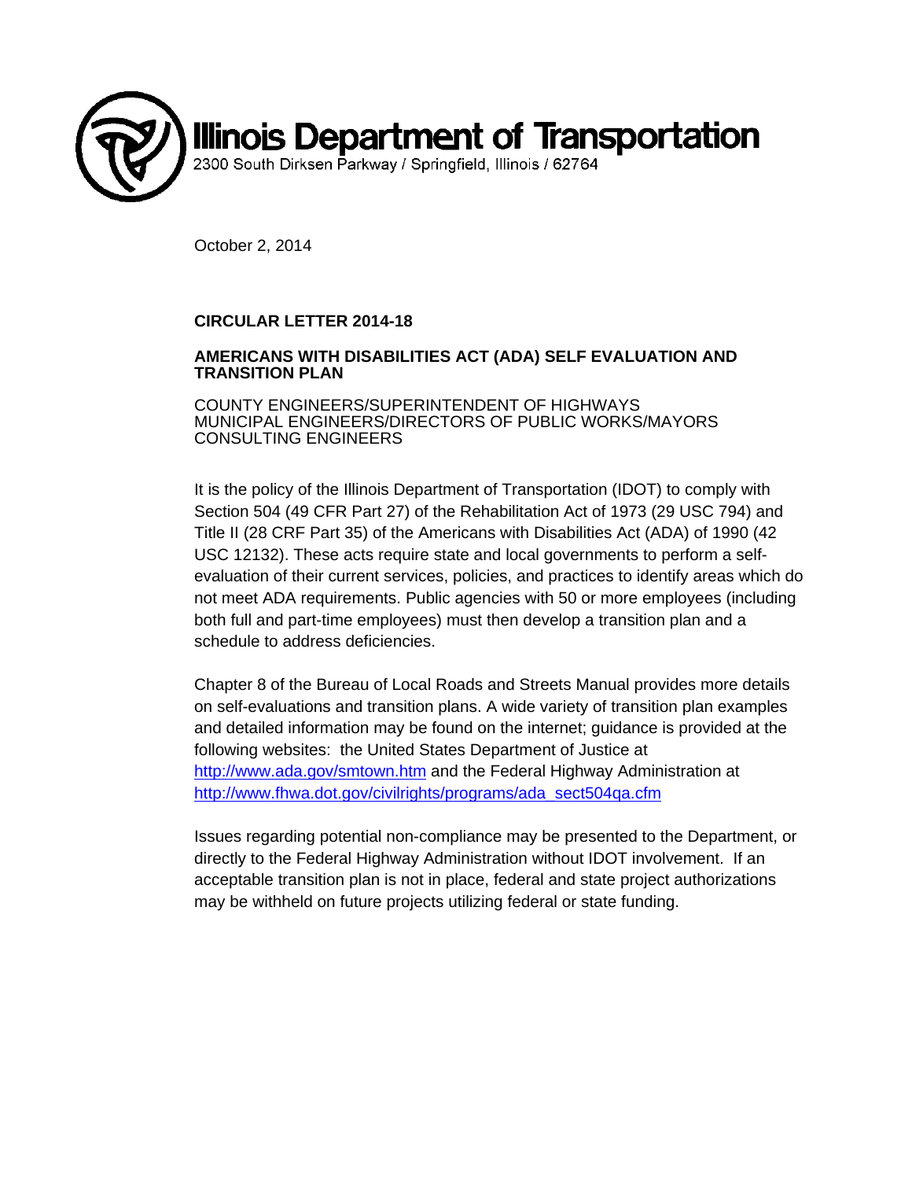# Illinois Department of Transportation

2300 South Dirksen Parkway / Springfield, Illinois / 62764

October 2, 2014

**CIRCULAR LETTER 2014-18**

**AMERICANS WITH DISABILITIES ACT (ADA) SELF EVALUATION AND TRANSITION PLAN**

COUNTY ENGINEERS/SUPERINTENDENT OF HIGHWAYS
MUNICIPAL ENGINEERS/DIRECTORS OF PUBLIC WORKS/MAYORS
CONSULTING ENGINEERS

It is the policy of the Illinois Department of Transportation (IDOT) to comply with Section 504 (49 CFR Part 27) of the Rehabilitation Act of 1973 (29 USC 794) and Title II (28 CRF Part 35) of the Americans with Disabilities Act (ADA) of 1990 (42 USC 12132). These acts require state and local governments to perform a self-evaluation of their current services, policies, and practices to identify areas which do not meet ADA requirements. Public agencies with 50 or more employees (including both full and part-time employees) must then develop a transition plan and a schedule to address deficiencies.

Chapter 8 of the Bureau of Local Roads and Streets Manual provides more details on self-evaluations and transition plans. A wide variety of transition plan examples and detailed information may be found on the internet; guidance is provided at the following websites: the United States Department of Justice at http://www.ada.gov/smtown.htm and the Federal Highway Administration at http://www.fhwa.dot.gov/civilrights/programs/ada_sect504qa.cfm

Issues regarding potential non-compliance may be presented to the Department, or directly to the Federal Highway Administration without IDOT involvement. If an acceptable transition plan is not in place, federal and state project authorizations may be withheld on future projects utilizing federal or state funding.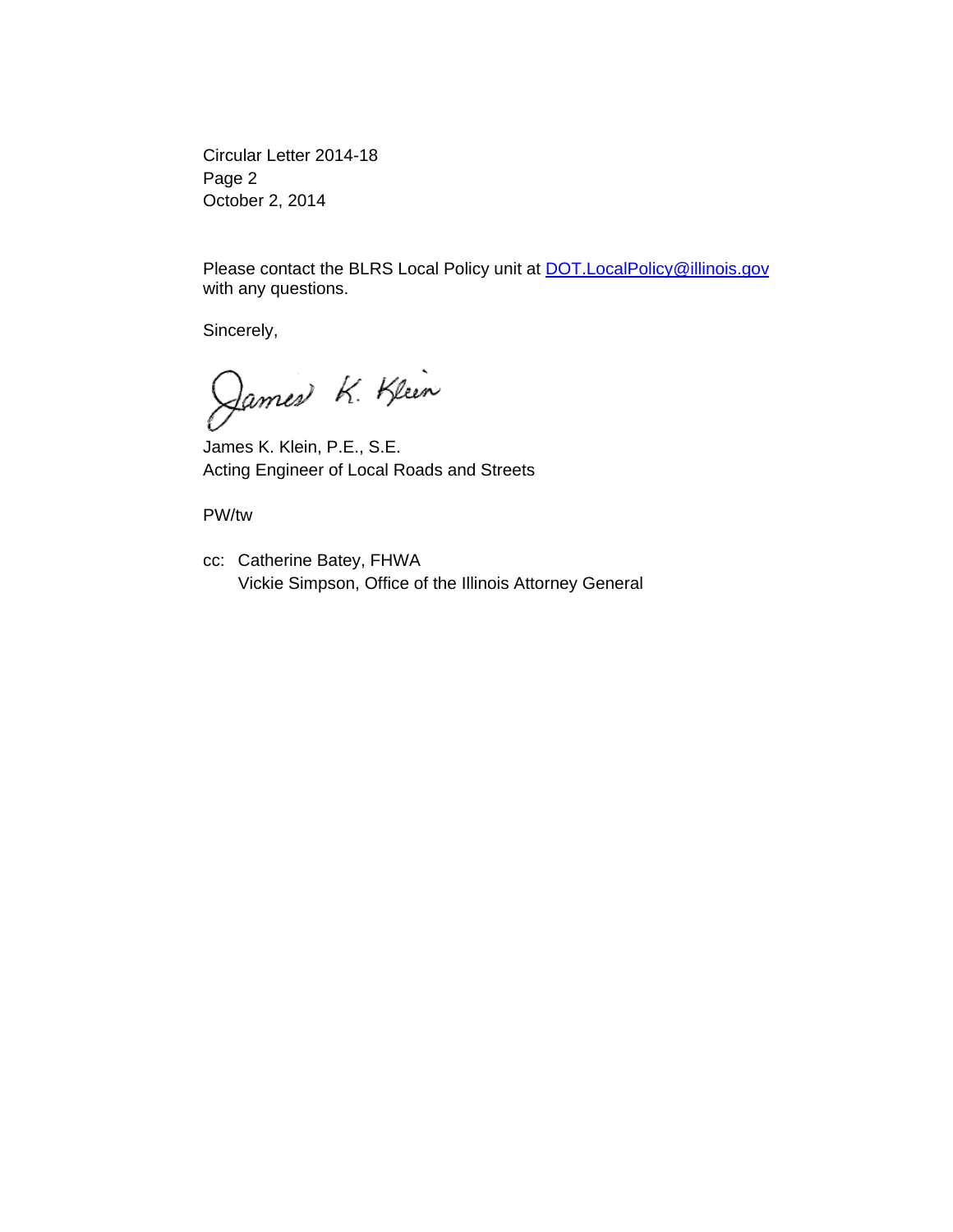Circular Letter 2014-18
Page 2
October 2, 2014

Please contact the BLRS Local Policy unit at DOT.LocalPolicy@illinois.gov with any questions.

Sincerely,

James K. Klein

James K. Klein, P.E., S.E.
Acting Engineer of Local Roads and Streets

PW/tw

cc: Catherine Batey, FHWA
Vickie Simpson, Office of the Illinois Attorney General